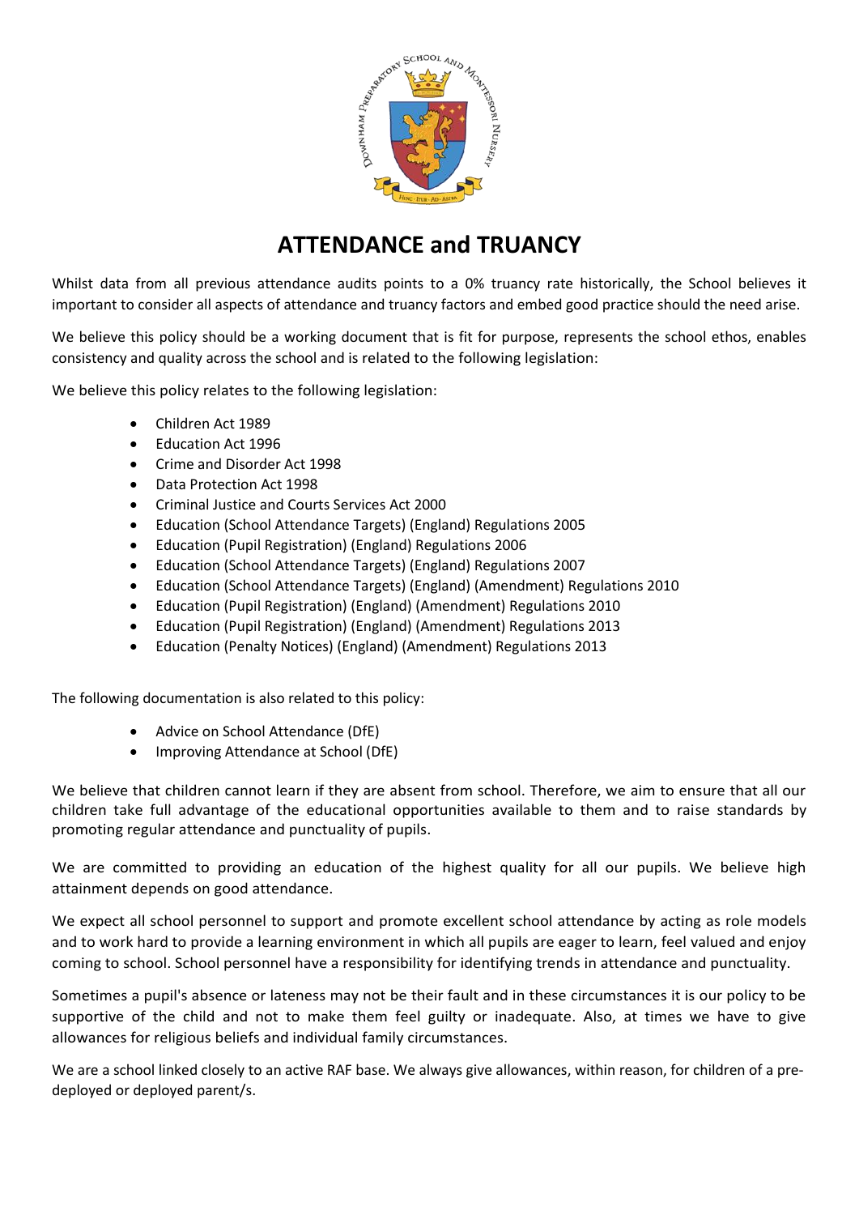# ATTENDANCE and TRUANCY

Whilst data from all previous attendance audits points to a 0% truancy rate historically, the School believes it important to consider all aspects of attendance and truancy factors and embed good practice should the need arise.

We believe this policy should be a working document that is fit for purpose, represents the school ethos, enables consistency and quality across the school and is related to the following legislation:

We believe this policy relates to the following legislation:

- Children Act 1989
- Education Act 1996
- Crime and Disorder Act 1998
- Data Protection Act 1998
- Criminal Justice and Courts Services Act 2000
- Education (School Attendance Targets) (England) Regulations 2005
- Education (Pupil Registration) (England) Regulations 2006
- Education (School Attendance Targets) (England) Regulations 2007
- Education (School Attendance Targets) (England) (Amendment) Regulations 2010
- Education (Pupil Registration) (England) (Amendment) Regulations 2010
- Education (Pupil Registration) (England) (Amendment) Regulations 2013
- Education (Penalty Notices) (England) (Amendment) Regulations 2013

The following documentation is also related to this policy:

- Advice on School Attendance (DfE)
- Improving Attendance at School (DfE)

We believe that children cannot learn if they are absent from school. Therefore, we aim to ensure that all our children take full advantage of the educational opportunities available to them and to raise standards by promoting regular attendance and punctuality of pupils.

We are committed to providing an education of the highest quality for all our pupils. We believe high attainment depends on good attendance.

We expect all school personnel to support and promote excellent school attendance by acting as role models and to work hard to provide a learning environment in which all pupils are eager to learn, feel valued and enjoy coming to school. School personnel have a responsibility for identifying trends in attendance and punctuality.

Sometimes a pupil's absence or lateness may not be their fault and in these circumstances it is our policy to be supportive of the child and not to make them feel guilty or inadequate. Also, at times we have to give allowances for religious beliefs and individual family circumstances.

We are a school linked closely to an active RAF base. We always give allowances, within reason, for children of a pre-deployed or deployed parent/s.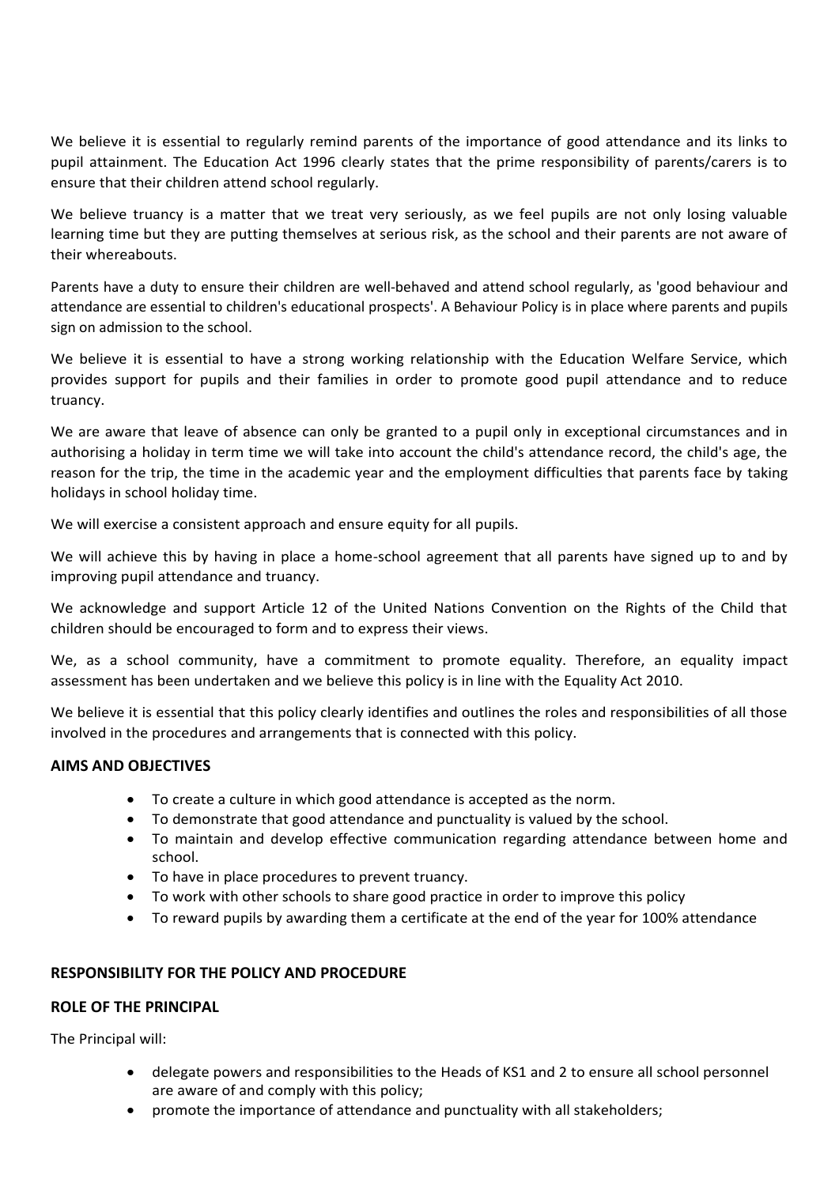We believe it is essential to regularly remind parents of the importance of good attendance and its links to pupil attainment. The Education Act 1996 clearly states that the prime responsibility of parents/carers is to ensure that their children attend school regularly.

We believe truancy is a matter that we treat very seriously, as we feel pupils are not only losing valuable learning time but they are putting themselves at serious risk, as the school and their parents are not aware of their whereabouts.

Parents have a duty to ensure their children are well-behaved and attend school regularly, as 'good behaviour and attendance are essential to children's educational prospects'. A Behaviour Policy is in place where parents and pupils sign on admission to the school.

We believe it is essential to have a strong working relationship with the Education Welfare Service, which provides support for pupils and their families in order to promote good pupil attendance and to reduce truancy.

We are aware that leave of absence can only be granted to a pupil only in exceptional circumstances and in authorising a holiday in term time we will take into account the child's attendance record, the child's age, the reason for the trip, the time in the academic year and the employment difficulties that parents face by taking holidays in school holiday time.

We will exercise a consistent approach and ensure equity for all pupils.

We will achieve this by having in place a home-school agreement that all parents have signed up to and by improving pupil attendance and truancy.

We acknowledge and support Article 12 of the United Nations Convention on the Rights of the Child that children should be encouraged to form and to express their views.

We, as a school community, have a commitment to promote equality. Therefore, an equality impact assessment has been undertaken and we believe this policy is in line with the Equality Act 2010.

We believe it is essential that this policy clearly identifies and outlines the roles and responsibilities of all those involved in the procedures and arrangements that is connected with this policy.

## AIMS AND OBJECTIVES

- To create a culture in which good attendance is accepted as the norm.
- To demonstrate that good attendance and punctuality is valued by the school.
- To maintain and develop effective communication regarding attendance between home and school.
- To have in place procedures to prevent truancy.
- To work with other schools to share good practice in order to improve this policy
- To reward pupils by awarding them a certificate at the end of the year for 100% attendance

## RESPONSIBILITY FOR THE POLICY AND PROCEDURE

## ROLE OF THE PRINCIPAL

The Principal will:

- delegate powers and responsibilities to the Heads of KS1 and 2 to ensure all school personnel are aware of and comply with this policy;
- promote the importance of attendance and punctuality with all stakeholders;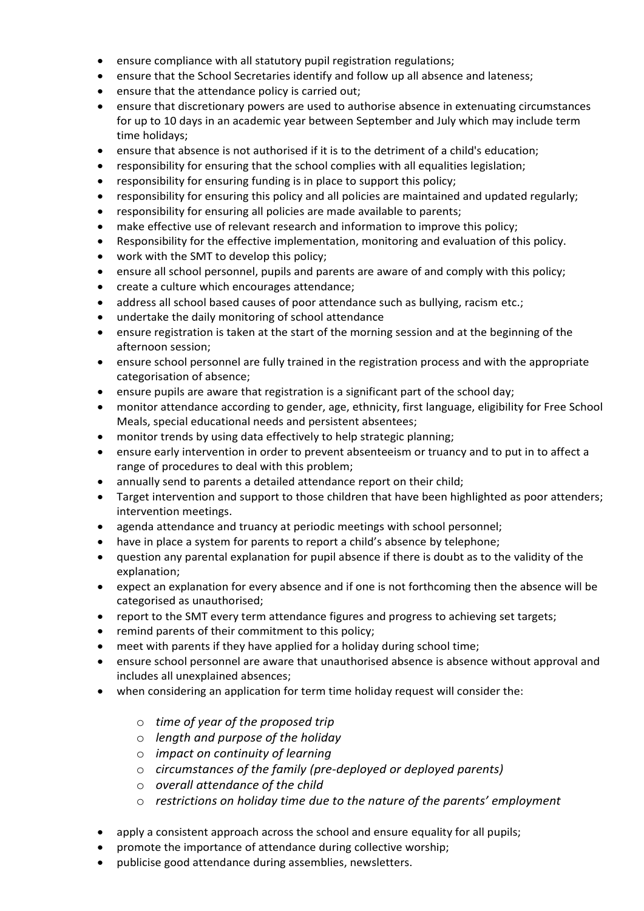- ensure compliance with all statutory pupil registration regulations;
- ensure that the School Secretaries identify and follow up all absence and lateness;
- ensure that the attendance policy is carried out;
- ensure that discretionary powers are used to authorise absence in extenuating circumstances for up to 10 days in an academic year between September and July which may include term time holidays;
- ensure that absence is not authorised if it is to the detriment of a child's education;
- responsibility for ensuring that the school complies with all equalities legislation;
- responsibility for ensuring funding is in place to support this policy;
- responsibility for ensuring this policy and all policies are maintained and updated regularly;
- responsibility for ensuring all policies are made available to parents;
- make effective use of relevant research and information to improve this policy;
- Responsibility for the effective implementation, monitoring and evaluation of this policy.
- work with the SMT to develop this policy;
- ensure all school personnel, pupils and parents are aware of and comply with this policy;
- create a culture which encourages attendance;
- address all school based causes of poor attendance such as bullying, racism etc.;
- undertake the daily monitoring of school attendance
- ensure registration is taken at the start of the morning session and at the beginning of the afternoon session;
- ensure school personnel are fully trained in the registration process and with the appropriate categorisation of absence;
- ensure pupils are aware that registration is a significant part of the school day;
- monitor attendance according to gender, age, ethnicity, first language, eligibility for Free School Meals, special educational needs and persistent absentees;
- monitor trends by using data effectively to help strategic planning;
- ensure early intervention in order to prevent absenteeism or truancy and to put in to affect a range of procedures to deal with this problem;
- annually send to parents a detailed attendance report on their child;
- Target intervention and support to those children that have been highlighted as poor attenders; intervention meetings.
- agenda attendance and truancy at periodic meetings with school personnel;
- have in place a system for parents to report a child's absence by telephone;
- question any parental explanation for pupil absence if there is doubt as to the validity of the explanation;
- expect an explanation for every absence and if one is not forthcoming then the absence will be categorised as unauthorised;
- report to the SMT every term attendance figures and progress to achieving set targets;
- remind parents of their commitment to this policy;
- meet with parents if they have applied for a holiday during school time;
- ensure school personnel are aware that unauthorised absence is absence without approval and includes all unexplained absences;
- when considering an application for term time holiday request will consider the:
    - *time of year of the proposed trip*
    - *length and purpose of the holiday*
    - *impact on continuity of learning*
    - *circumstances of the family (pre-deployed or deployed parents)*
    - *overall attendance of the child*
    - *restrictions on holiday time due to the nature of the parents' employment*
- apply a consistent approach across the school and ensure equality for all pupils;
- promote the importance of attendance during collective worship;
- publicise good attendance during assemblies, newsletters.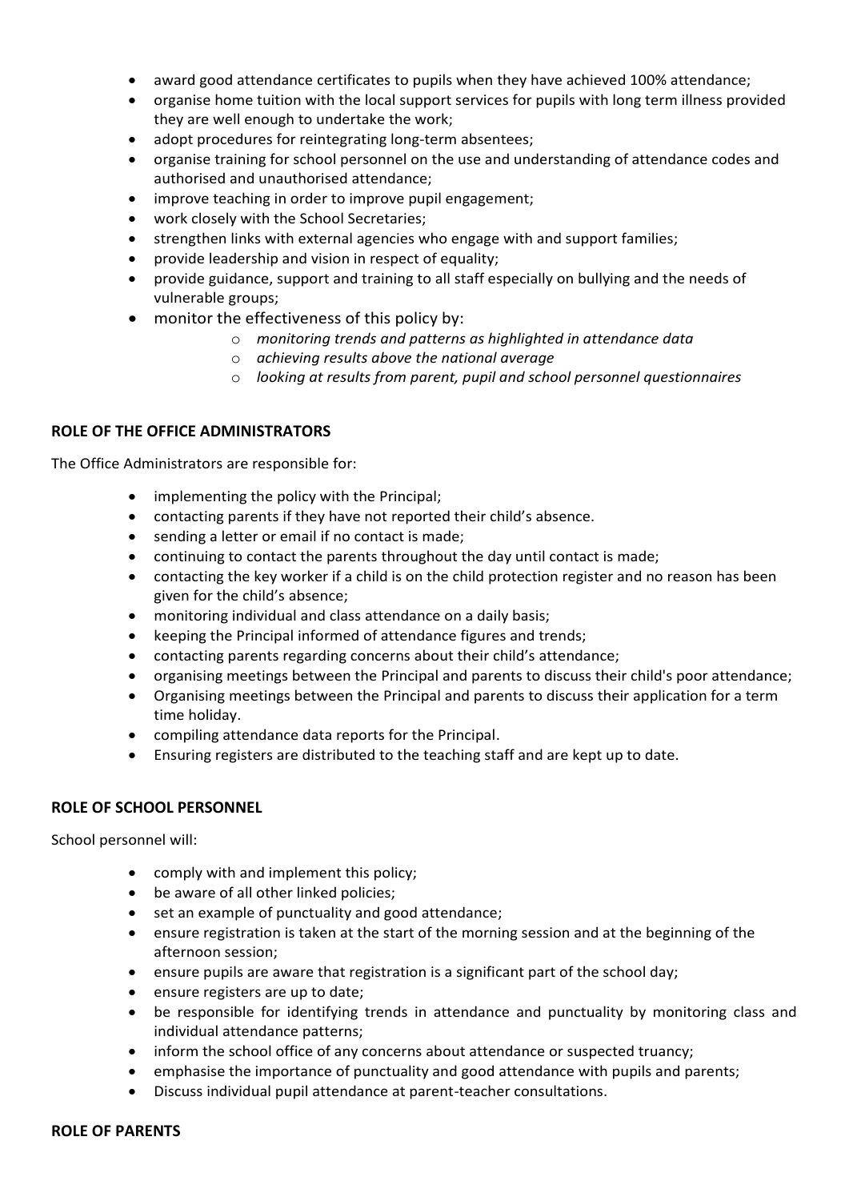- award good attendance certificates to pupils when they have achieved 100% attendance;
- organise home tuition with the local support services for pupils with long term illness provided they are well enough to undertake the work;
- adopt procedures for reintegrating long-term absentees;
- organise training for school personnel on the use and understanding of attendance codes and authorised and unauthorised attendance;
- improve teaching in order to improve pupil engagement;
- work closely with the School Secretaries;
- strengthen links with external agencies who engage with and support families;
- provide leadership and vision in respect of equality;
- provide guidance, support and training to all staff especially on bullying and the needs of vulnerable groups;
- monitor the effectiveness of this policy by:
  - *monitoring trends and patterns as highlighted in attendance data*
  - *achieving results above the national average*
  - *looking at results from parent, pupil and school personnel questionnaires*

**ROLE OF THE OFFICE ADMINISTRATORS**

The Office Administrators are responsible for:

- implementing the policy with the Principal;
- contacting parents if they have not reported their child's absence.
- sending a letter or email if no contact is made;
- continuing to contact the parents throughout the day until contact is made;
- contacting the key worker if a child is on the child protection register and no reason has been given for the child's absence;
- monitoring individual and class attendance on a daily basis;
- keeping the Principal informed of attendance figures and trends;
- contacting parents regarding concerns about their child's attendance;
- organising meetings between the Principal and parents to discuss their child's poor attendance;
- Organising meetings between the Principal and parents to discuss their application for a term time holiday.
- compiling attendance data reports for the Principal.
- Ensuring registers are distributed to the teaching staff and are kept up to date.

**ROLE OF SCHOOL PERSONNEL**

School personnel will:

- comply with and implement this policy;
- be aware of all other linked policies;
- set an example of punctuality and good attendance;
- ensure registration is taken at the start of the morning session and at the beginning of the afternoon session;
- ensure pupils are aware that registration is a significant part of the school day;
- ensure registers are up to date;
- be responsible for identifying trends in attendance and punctuality by monitoring class and individual attendance patterns;
- inform the school office of any concerns about attendance or suspected truancy;
- emphasise the importance of punctuality and good attendance with pupils and parents;
- Discuss individual pupil attendance at parent-teacher consultations.

**ROLE OF PARENTS**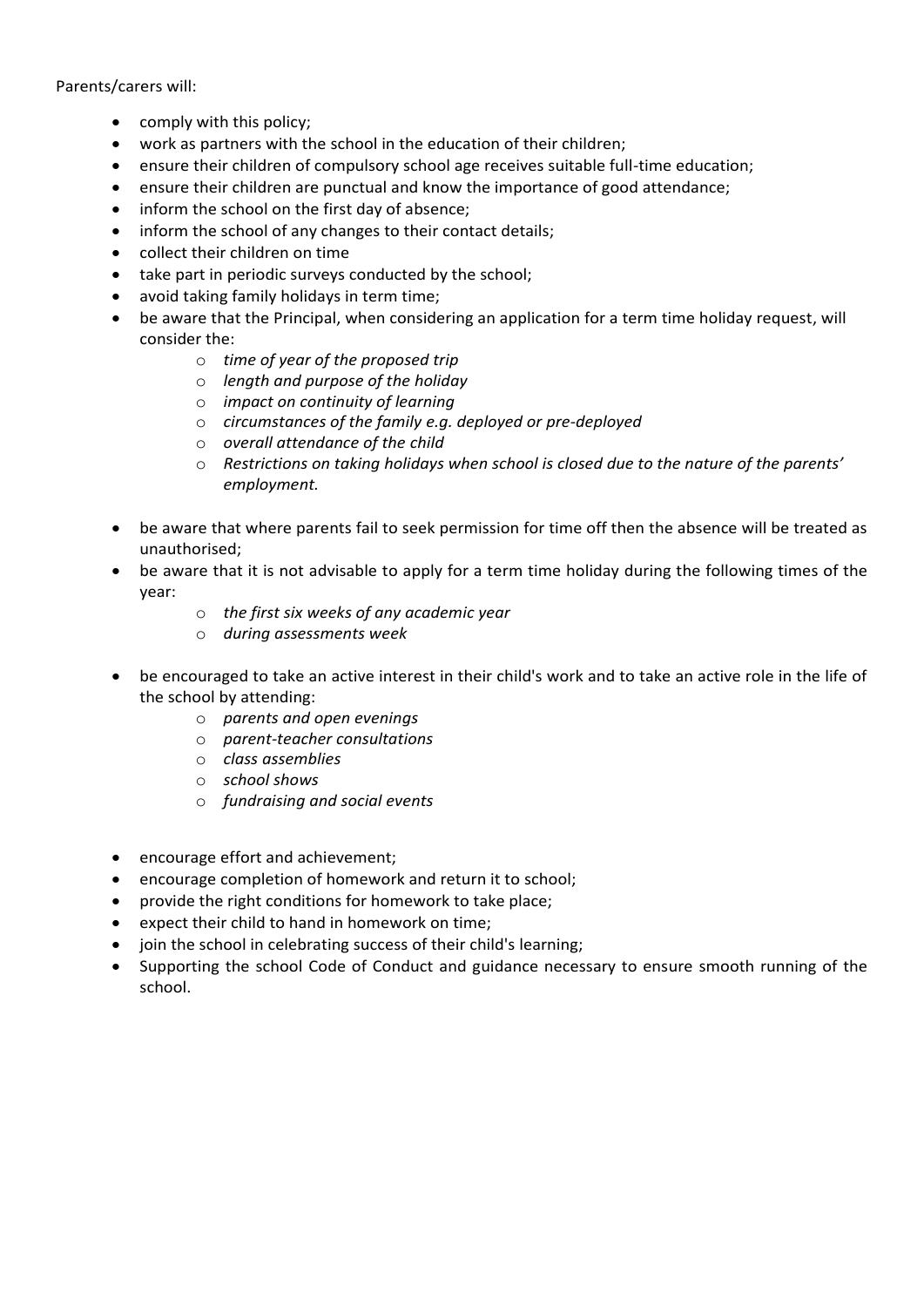Parents/carers will:

- comply with this policy;
- work as partners with the school in the education of their children;
- ensure their children of compulsory school age receives suitable full-time education;
- ensure their children are punctual and know the importance of good attendance;
- inform the school on the first day of absence;
- inform the school of any changes to their contact details;
- collect their children on time
- take part in periodic surveys conducted by the school;
- avoid taking family holidays in term time;
- be aware that the Principal, when considering an application for a term time holiday request, will consider the:
    - *time of year of the proposed trip*
    - *length and purpose of the holiday*
    - *impact on continuity of learning*
    - *circumstances of the family e.g. deployed or pre-deployed*
    - *overall attendance of the child*
    - *Restrictions on taking holidays when school is closed due to the nature of the parents' employment.*
- be aware that where parents fail to seek permission for time off then the absence will be treated as unauthorised;
- be aware that it is not advisable to apply for a term time holiday during the following times of the year:
    - *the first six weeks of any academic year*
    - *during assessments week*
- be encouraged to take an active interest in their child's work and to take an active role in the life of the school by attending:
    - *parents and open evenings*
    - *parent-teacher consultations*
    - *class assemblies*
    - *school shows*
    - *fundraising and social events*
- encourage effort and achievement;
- encourage completion of homework and return it to school;
- provide the right conditions for homework to take place;
- expect their child to hand in homework on time;
- join the school in celebrating success of their child's learning;
- Supporting the school Code of Conduct and guidance necessary to ensure smooth running of the school.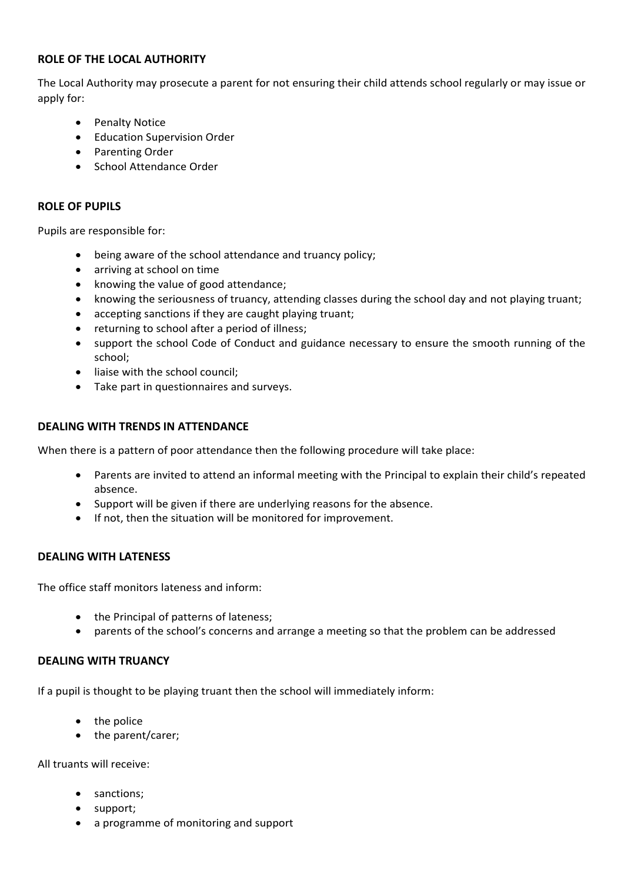## ROLE OF THE LOCAL AUTHORITY

The Local Authority may prosecute a parent for not ensuring their child attends school regularly or may issue or apply for:

- Penalty Notice
- Education Supervision Order
- Parenting Order
- School Attendance Order

## ROLE OF PUPILS

Pupils are responsible for:

- being aware of the school attendance and truancy policy;
- arriving at school on time
- knowing the value of good attendance;
- knowing the seriousness of truancy, attending classes during the school day and not playing truant;
- accepting sanctions if they are caught playing truant;
- returning to school after a period of illness;
- support the school Code of Conduct and guidance necessary to ensure the smooth running of the school;
- liaise with the school council;
- Take part in questionnaires and surveys.

## DEALING WITH TRENDS IN ATTENDANCE

When there is a pattern of poor attendance then the following procedure will take place:

- Parents are invited to attend an informal meeting with the Principal to explain their child's repeated absence.
- Support will be given if there are underlying reasons for the absence.
- If not, then the situation will be monitored for improvement.

## DEALING WITH LATENESS

The office staff monitors lateness and inform:

- the Principal of patterns of lateness;
- parents of the school's concerns and arrange a meeting so that the problem can be addressed

## DEALING WITH TRUANCY

If a pupil is thought to be playing truant then the school will immediately inform:

- the police
- the parent/carer;

All truants will receive:

- sanctions;
- support;
- a programme of monitoring and support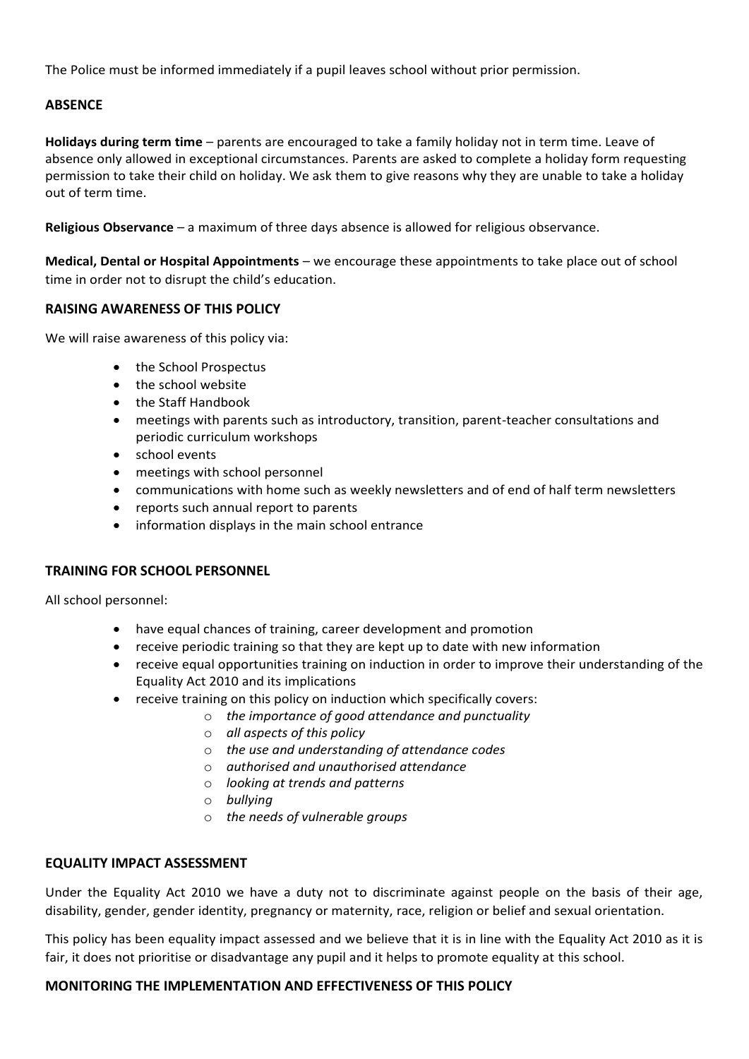The Police must be informed immediately if a pupil leaves school without prior permission.

## ABSENCE

**Holidays during term time** – parents are encouraged to take a family holiday not in term time. Leave of absence only allowed in exceptional circumstances. Parents are asked to complete a holiday form requesting permission to take their child on holiday. We ask them to give reasons why they are unable to take a holiday out of term time.

**Religious Observance** – a maximum of three days absence is allowed for religious observance.

**Medical, Dental or Hospital Appointments** – we encourage these appointments to take place out of school time in order not to disrupt the child's education.

## RAISING AWARENESS OF THIS POLICY

We will raise awareness of this policy via:

- the School Prospectus
- the school website
- the Staff Handbook
- meetings with parents such as introductory, transition, parent-teacher consultations and periodic curriculum workshops
- school events
- meetings with school personnel
- communications with home such as weekly newsletters and of end of half term newsletters
- reports such annual report to parents
- information displays in the main school entrance

## TRAINING FOR SCHOOL PERSONNEL

All school personnel:

- have equal chances of training, career development and promotion
- receive periodic training so that they are kept up to date with new information
- receive equal opportunities training on induction in order to improve their understanding of the Equality Act 2010 and its implications
- receive training on this policy on induction which specifically covers:
    - *the importance of good attendance and punctuality*
    - *all aspects of this policy*
    - *the use and understanding of attendance codes*
    - *authorised and unauthorised attendance*
    - *looking at trends and patterns*
    - *bullying*
    - *the needs of vulnerable groups*

## EQUALITY IMPACT ASSESSMENT

Under the Equality Act 2010 we have a duty not to discriminate against people on the basis of their age, disability, gender, gender identity, pregnancy or maternity, race, religion or belief and sexual orientation.

This policy has been equality impact assessed and we believe that it is in line with the Equality Act 2010 as it is fair, it does not prioritise or disadvantage any pupil and it helps to promote equality at this school.

## MONITORING THE IMPLEMENTATION AND EFFECTIVENESS OF THIS POLICY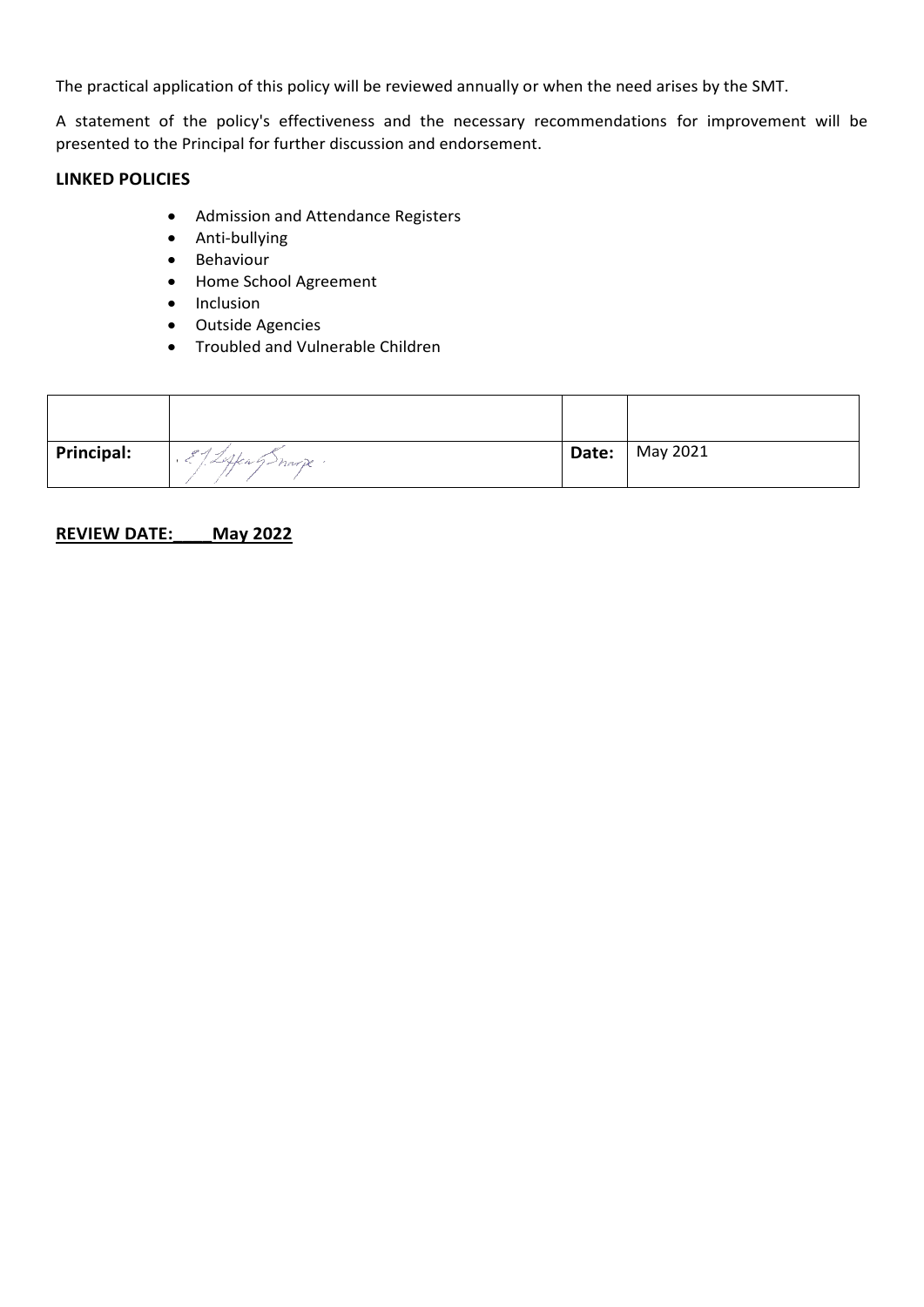The practical application of this policy will be reviewed annually or when the need arises by the SMT.

A statement of the policy's effectiveness and the necessary recommendations for improvement will be presented to the Principal for further discussion and endorsement.

**LINKED POLICIES**

- Admission and Attendance Registers
- Anti-bullying
- Behaviour
- Home School Agreement
- Inclusion
- Outside Agencies
- Troubled and Vulnerable Children

| | | | |
|---|---|---|---|
| **Principal:** | E J Leffery Sharpe | **Date:** | May 2021 |

**REVIEW DATE:____May 2022**